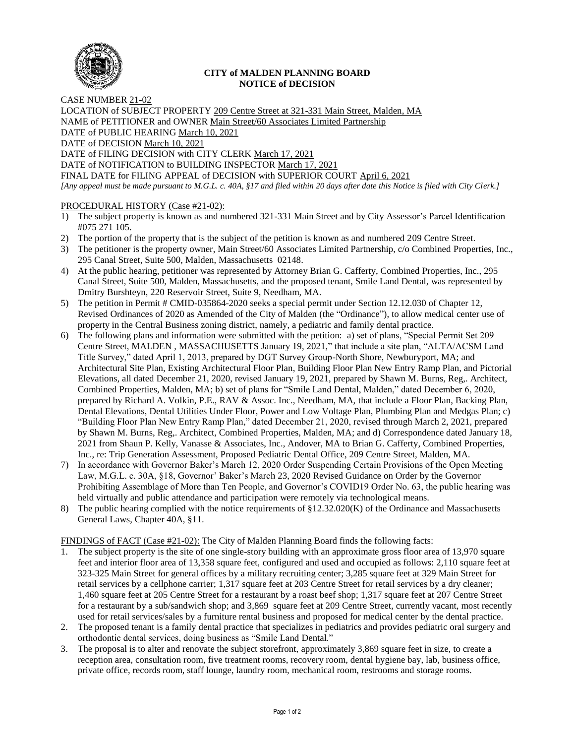**CITY of MALDEN PLANNING BOARD**
**NOTICE of DECISION**

CASE NUMBER 21-02
LOCATION of SUBJECT PROPERTY 209 Centre Street at 321-331 Main Street, Malden, MA
NAME of PETITIONER and OWNER Main Street/60 Associates Limited Partnership
DATE of PUBLIC HEARING March 10, 2021
DATE of DECISION March 10, 2021
DATE of FILING DECISION with CITY CLERK March 17, 2021
DATE of NOTIFICATION to BUILDING INSPECTOR March 17, 2021
FINAL DATE for FILING APPEAL of DECISION with SUPERIOR COURT April 6, 2021
*[Any appeal must be made pursuant to M.G.L. c. 40A, §17 and filed within 20 days after date this Notice is filed with City Clerk.]*

PROCEDURAL HISTORY (Case #21-02):

1) The subject property is known as and numbered 321-331 Main Street and by City Assessor's Parcel Identification #075 271 105.
2) The portion of the property that is the subject of the petition is known as and numbered 209 Centre Street.
3) The petitioner is the property owner, Main Street/60 Associates Limited Partnership, c/o Combined Properties, Inc., 295 Canal Street, Suite 500, Malden, Massachusetts 02148.
4) At the public hearing, petitioner was represented by Attorney Brian G. Cafferty, Combined Properties, Inc., 295 Canal Street, Suite 500, Malden, Massachusetts, and the proposed tenant, Smile Land Dental, was represented by Dmitry Burshteyn, 220 Reservoir Street, Suite 9, Needham, MA.
5) The petition in Permit # CMID-035864-2020 seeks a special permit under Section 12.12.030 of Chapter 12, Revised Ordinances of 2020 as Amended of the City of Malden (the "Ordinance"), to allow medical center use of property in the Central Business zoning district, namely, a pediatric and family dental practice.
6) The following plans and information were submitted with the petition: a) set of plans, "Special Permit Set 209 Centre Street, MALDEN , MASSACHUSETTS January 19, 2021," that include a site plan, "ALTA/ACSM Land Title Survey," dated April 1, 2013, prepared by DGT Survey Group-North Shore, Newburyport, MA; and Architectural Site Plan, Existing Architectural Floor Plan, Building Floor Plan New Entry Ramp Plan, and Pictorial Elevations, all dated December 21, 2020, revised January 19, 2021, prepared by Shawn M. Burns, Reg,. Architect, Combined Properties, Malden, MA; b) set of plans for "Smile Land Dental, Malden," dated December 6, 2020, prepared by Richard A. Volkin, P.E., RAV & Assoc. Inc., Needham, MA, that include a Floor Plan, Backing Plan, Dental Elevations, Dental Utilities Under Floor, Power and Low Voltage Plan, Plumbing Plan and Medgas Plan; c) "Building Floor Plan New Entry Ramp Plan," dated December 21, 2020, revised through March 2, 2021, prepared by Shawn M. Burns, Reg,. Architect, Combined Properties, Malden, MA; and d) Correspondence dated January 18, 2021 from Shaun P. Kelly, Vanasse & Associates, Inc., Andover, MA to Brian G. Cafferty, Combined Properties, Inc., re: Trip Generation Assessment, Proposed Pediatric Dental Office, 209 Centre Street, Malden, MA.
7) In accordance with Governor Baker's March 12, 2020 Order Suspending Certain Provisions of the Open Meeting Law, M.G.L. c. 30A, §18, Governor' Baker's March 23, 2020 Revised Guidance on Order by the Governor Prohibiting Assemblage of More than Ten People, and Governor's COVID19 Order No. 63, the public hearing was held virtually and public attendance and participation were remotely via technological means.
8) The public hearing complied with the notice requirements of §12.32.020(K) of the Ordinance and Massachusetts General Laws, Chapter 40A, §11.

FINDINGS of FACT (Case #21-02): The City of Malden Planning Board finds the following facts:

1. The subject property is the site of one single-story building with an approximate gross floor area of 13,970 square feet and interior floor area of 13,358 square feet, configured and used and occupied as follows: 2,110 square feet at 323-325 Main Street for general offices by a military recruiting center; 3,285 square feet at 329 Main Street for retail services by a cellphone carrier; 1,317 square feet at 203 Centre Street for retail services by a dry cleaner; 1,460 square feet at 205 Centre Street for a restaurant by a roast beef shop; 1,317 square feet at 207 Centre Street for a restaurant by a sub/sandwich shop; and 3,869 square feet at 209 Centre Street, currently vacant, most recently used for retail services/sales by a furniture rental business and proposed for medical center by the dental practice.
2. The proposed tenant is a family dental practice that specializes in pediatrics and provides pediatric oral surgery and orthodontic dental services, doing business as "Smile Land Dental."
3. The proposal is to alter and renovate the subject storefront, approximately 3,869 square feet in size, to create a reception area, consultation room, five treatment rooms, recovery room, dental hygiene bay, lab, business office, private office, records room, staff lounge, laundry room, mechanical room, restrooms and storage rooms.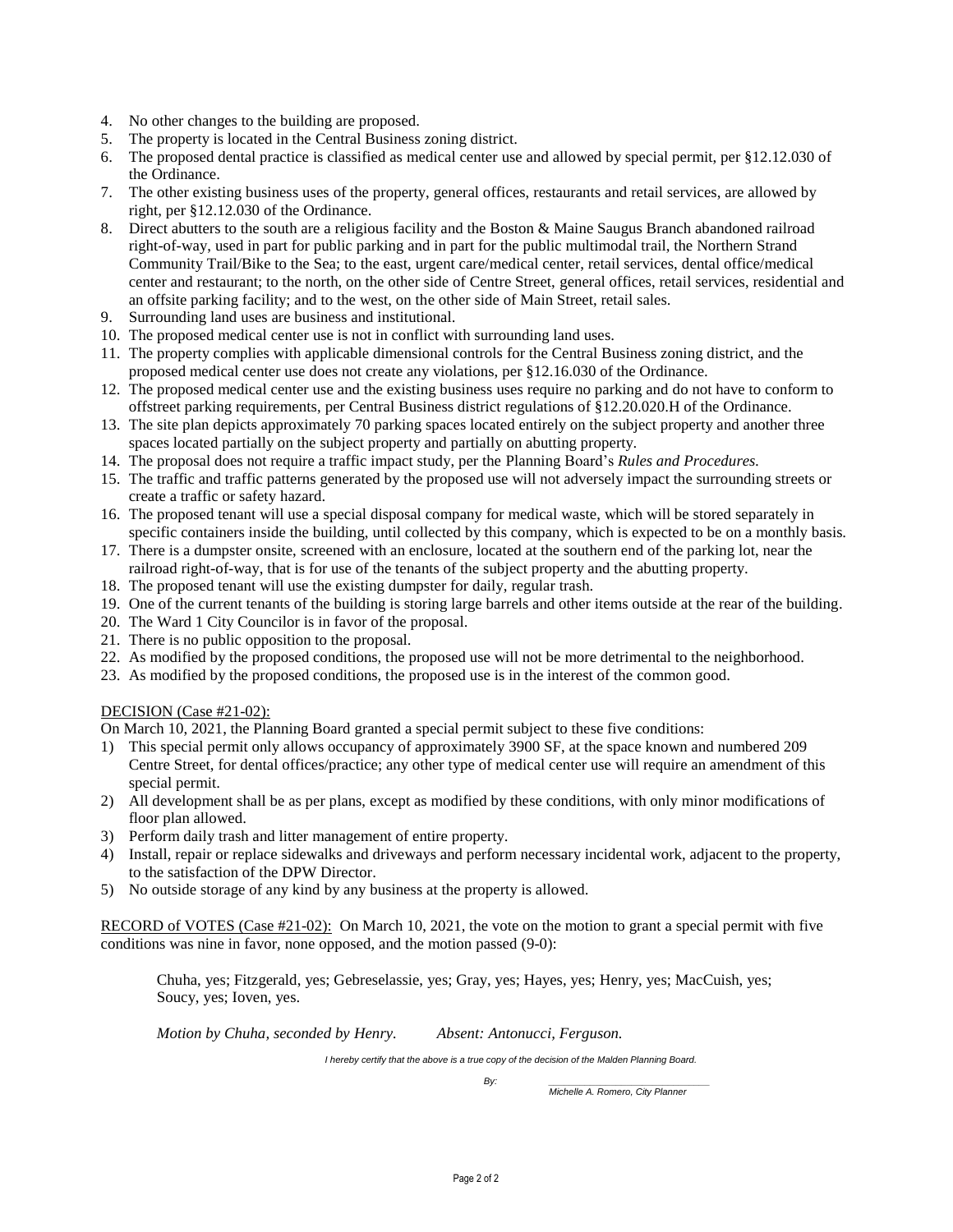4. No other changes to the building are proposed.
5. The property is located in the Central Business zoning district.
6. The proposed dental practice is classified as medical center use and allowed by special permit, per §12.12.030 of the Ordinance.
7. The other existing business uses of the property, general offices, restaurants and retail services, are allowed by right, per §12.12.030 of the Ordinance.
8. Direct abutters to the south are a religious facility and the Boston & Maine Saugus Branch abandoned railroad right-of-way, used in part for public parking and in part for the public multimodal trail, the Northern Strand Community Trail/Bike to the Sea; to the east, urgent care/medical center, retail services, dental office/medical center and restaurant; to the north, on the other side of Centre Street, general offices, retail services, residential and an offsite parking facility; and to the west, on the other side of Main Street, retail sales.
9. Surrounding land uses are business and institutional.
10. The proposed medical center use is not in conflict with surrounding land uses.
11. The property complies with applicable dimensional controls for the Central Business zoning district, and the proposed medical center use does not create any violations, per §12.16.030 of the Ordinance.
12. The proposed medical center use and the existing business uses require no parking and do not have to conform to offstreet parking requirements, per Central Business district regulations of §12.20.020.H of the Ordinance.
13. The site plan depicts approximately 70 parking spaces located entirely on the subject property and another three spaces located partially on the subject property and partially on abutting property.
14. The proposal does not require a traffic impact study, per the Planning Board's *Rules and Procedures.*
15. The traffic and traffic patterns generated by the proposed use will not adversely impact the surrounding streets or create a traffic or safety hazard.
16. The proposed tenant will use a special disposal company for medical waste, which will be stored separately in specific containers inside the building, until collected by this company, which is expected to be on a monthly basis.
17. There is a dumpster onsite, screened with an enclosure, located at the southern end of the parking lot, near the railroad right-of-way, that is for use of the tenants of the subject property and the abutting property.
18. The proposed tenant will use the existing dumpster for daily, regular trash.
19. One of the current tenants of the building is storing large barrels and other items outside at the rear of the building.
20. The Ward 1 City Councilor is in favor of the proposal.
21. There is no public opposition to the proposal.
22. As modified by the proposed conditions, the proposed use will not be more detrimental to the neighborhood.
23. As modified by the proposed conditions, the proposed use is in the interest of the common good.

DECISION (Case #21-02):

On March 10, 2021, the Planning Board granted a special permit subject to these five conditions:

1) This special permit only allows occupancy of approximately 3900 SF, at the space known and numbered 209 Centre Street, for dental offices/practice; any other type of medical center use will require an amendment of this special permit.
2) All development shall be as per plans, except as modified by these conditions, with only minor modifications of floor plan allowed.
3) Perform daily trash and litter management of entire property.
4) Install, repair or replace sidewalks and driveways and perform necessary incidental work, adjacent to the property, to the satisfaction of the DPW Director.
5) No outside storage of any kind by any business at the property is allowed.

RECORD of VOTES (Case #21-02): On March 10, 2021, the vote on the motion to grant a special permit with five conditions was nine in favor, none opposed, and the motion passed (9-0):

Chuha, yes; Fitzgerald, yes; Gebreselassie, yes; Gray, yes; Hayes, yes; Henry, yes; MacCuish, yes; Soucy, yes; Ioven, yes.

*Motion by Chuha, seconded by Henry.* *Absent: Antonucci, Ferguson.*

*I hereby certify that the above is a true copy of the decision of the Malden Planning Board.*

*By:* ______________________________

*Michelle A. Romero, City Planner*